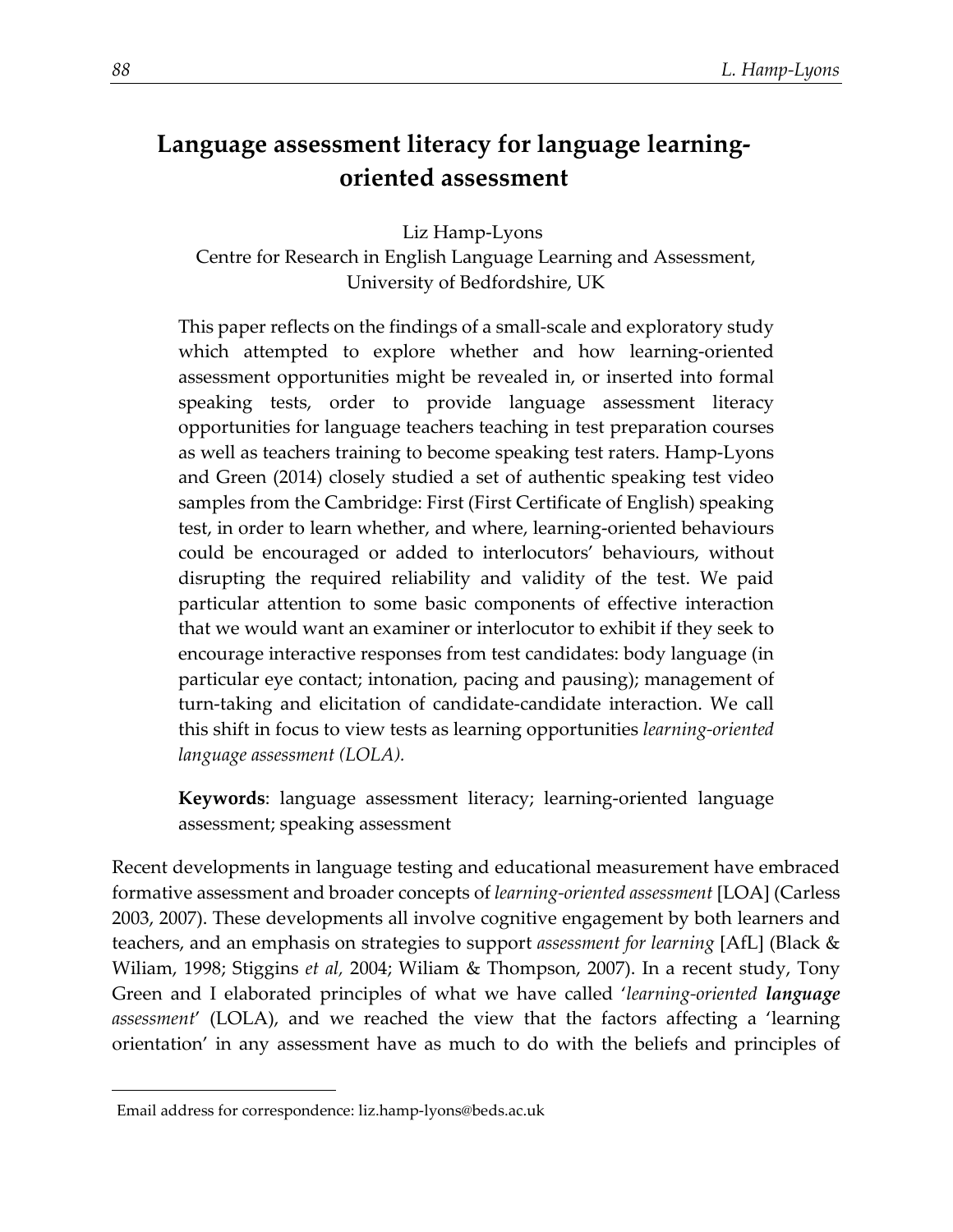# Language assessment literacy for language learning-oriented assessment

Liz Hamp-Lyons
Centre for Research in English Language Learning and Assessment,
University of Bedfordshire, UK

This paper reflects on the findings of a small-scale and exploratory study which attempted to explore whether and how learning-oriented assessment opportunities might be revealed in, or inserted into formal speaking tests, order to provide language assessment literacy opportunities for language teachers teaching in test preparation courses as well as teachers training to become speaking test raters. Hamp-Lyons and Green (2014) closely studied a set of authentic speaking test video samples from the Cambridge: First (First Certificate of English) speaking test, in order to learn whether, and where, learning-oriented behaviours could be encouraged or added to interlocutors' behaviours, without disrupting the required reliability and validity of the test. We paid particular attention to some basic components of effective interaction that we would want an examiner or interlocutor to exhibit if they seek to encourage interactive responses from test candidates: body language (in particular eye contact; intonation, pacing and pausing); management of turn-taking and elicitation of candidate-candidate interaction. We call this shift in focus to view tests as learning opportunities *learning-oriented language assessment (LOLA).*

**Keywords**: language assessment literacy; learning-oriented language assessment; speaking assessment

Recent developments in language testing and educational measurement have embraced formative assessment and broader concepts of *learning-oriented assessment* [LOA] (Carless 2003, 2007). These developments all involve cognitive engagement by both learners and teachers, and an emphasis on strategies to support *assessment for learning* [AfL] (Black & Wiliam, 1998; Stiggins *et al,* 2004; Wiliam & Thompson, 2007). In a recent study, Tony Green and I elaborated principles of what we have called '*learning-oriented **language** assessment*' (LOLA), and we reached the view that the factors affecting a 'learning orientation' in any assessment have as much to do with the beliefs and principles of

Email address for correspondence: liz.hamp-lyons@beds.ac.uk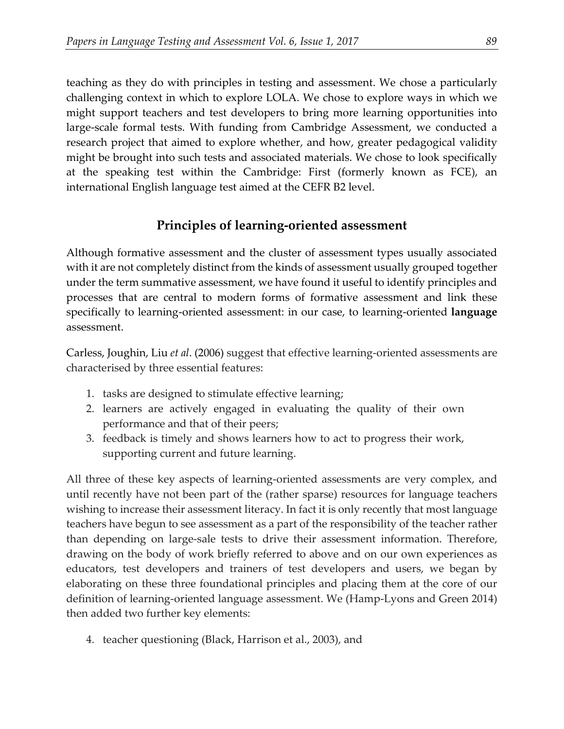teaching as they do with principles in testing and assessment. We chose a particularly challenging context in which to explore LOLA. We chose to explore ways in which we might support teachers and test developers to bring more learning opportunities into large-scale formal tests. With funding from Cambridge Assessment, we conducted a research project that aimed to explore whether, and how, greater pedagogical validity might be brought into such tests and associated materials. We chose to look specifically at the speaking test within the Cambridge: First (formerly known as FCE), an international English language test aimed at the CEFR B2 level.

## Principles of learning-oriented assessment

Although formative assessment and the cluster of assessment types usually associated with it are not completely distinct from the kinds of assessment usually grouped together under the term summative assessment, we have found it useful to identify principles and processes that are central to modern forms of formative assessment and link these specifically to learning-oriented assessment: in our case, to learning-oriented **language** assessment.

Carless, Joughin, Liu *et al*. (2006) suggest that effective learning-oriented assessments are characterised by three essential features:

1. tasks are designed to stimulate effective learning;
2. learners are actively engaged in evaluating the quality of their own performance and that of their peers;
3. feedback is timely and shows learners how to act to progress their work, supporting current and future learning.

All three of these key aspects of learning-oriented assessments are very complex, and until recently have not been part of the (rather sparse) resources for language teachers wishing to increase their assessment literacy. In fact it is only recently that most language teachers have begun to see assessment as a part of the responsibility of the teacher rather than depending on large-sale tests to drive their assessment information. Therefore, drawing on the body of work briefly referred to above and on our own experiences as educators, test developers and trainers of test developers and users, we began by elaborating on these three foundational principles and placing them at the core of our definition of learning-oriented language assessment. We (Hamp-Lyons and Green 2014) then added two further key elements:

4. teacher questioning (Black, Harrison et al., 2003), and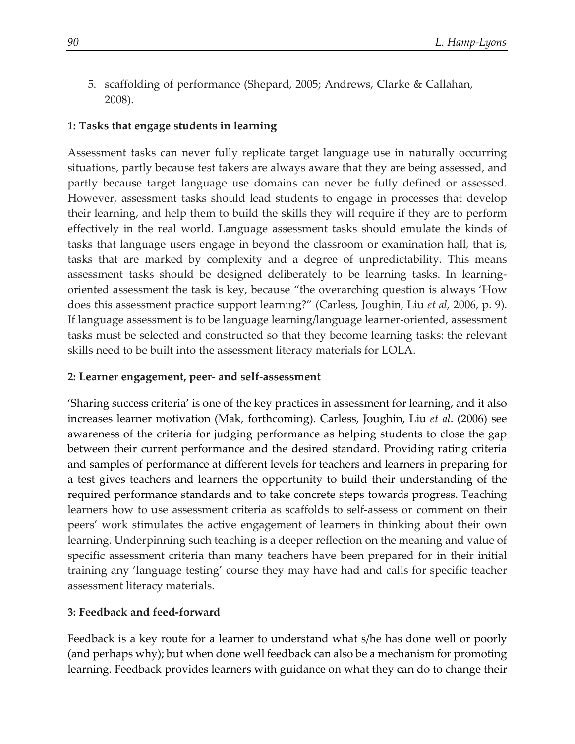5. scaffolding of performance (Shepard, 2005; Andrews, Clarke & Callahan, 2008).

**1: Tasks that engage students in learning**

Assessment tasks can never fully replicate target language use in naturally occurring situations, partly because test takers are always aware that they are being assessed, and partly because target language use domains can never be fully defined or assessed. However, assessment tasks should lead students to engage in processes that develop their learning, and help them to build the skills they will require if they are to perform effectively in the real world. Language assessment tasks should emulate the kinds of tasks that language users engage in beyond the classroom or examination hall, that is, tasks that are marked by complexity and a degree of unpredictability. This means assessment tasks should be designed deliberately to be learning tasks. In learning-oriented assessment the task is key, because "the overarching question is always 'How does this assessment practice support learning?" (Carless, Joughin, Liu *et al,* 2006, p. 9). If language assessment is to be language learning/language learner-oriented, assessment tasks must be selected and constructed so that they become learning tasks: the relevant skills need to be built into the assessment literacy materials for LOLA.

**2: Learner engagement, peer- and self-assessment**

'Sharing success criteria' is one of the key practices in assessment for learning, and it also increases learner motivation (Mak, forthcoming). Carless, Joughin, Liu *et al*. (2006) see awareness of the criteria for judging performance as helping students to close the gap between their current performance and the desired standard. Providing rating criteria and samples of performance at different levels for teachers and learners in preparing for a test gives teachers and learners the opportunity to build their understanding of the required performance standards and to take concrete steps towards progress. Teaching learners how to use assessment criteria as scaffolds to self-assess or comment on their peers' work stimulates the active engagement of learners in thinking about their own learning. Underpinning such teaching is a deeper reflection on the meaning and value of specific assessment criteria than many teachers have been prepared for in their initial training any 'language testing' course they may have had and calls for specific teacher assessment literacy materials.

**3: Feedback and feed-forward**

Feedback is a key route for a learner to understand what s/he has done well or poorly (and perhaps why); but when done well feedback can also be a mechanism for promoting learning. Feedback provides learners with guidance on what they can do to change their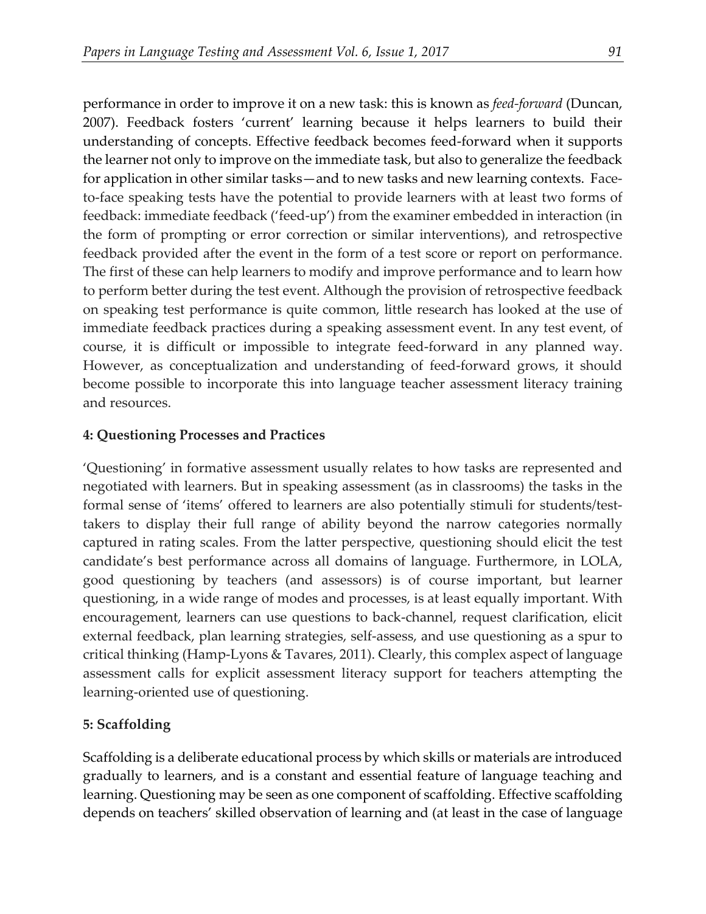performance in order to improve it on a new task: this is known as *feed-forward* (Duncan, 2007). Feedback fosters 'current' learning because it helps learners to build their understanding of concepts. Effective feedback becomes feed-forward when it supports the learner not only to improve on the immediate task, but also to generalize the feedback for application in other similar tasks—and to new tasks and new learning contexts. Face-to-face speaking tests have the potential to provide learners with at least two forms of feedback: immediate feedback ('feed-up') from the examiner embedded in interaction (in the form of prompting or error correction or similar interventions), and retrospective feedback provided after the event in the form of a test score or report on performance. The first of these can help learners to modify and improve performance and to learn how to perform better during the test event. Although the provision of retrospective feedback on speaking test performance is quite common, little research has looked at the use of immediate feedback practices during a speaking assessment event. In any test event, of course, it is difficult or impossible to integrate feed-forward in any planned way. However, as conceptualization and understanding of feed-forward grows, it should become possible to incorporate this into language teacher assessment literacy training and resources.

**4: Questioning Processes and Practices**

'Questioning' in formative assessment usually relates to how tasks are represented and negotiated with learners. But in speaking assessment (as in classrooms) the tasks in the formal sense of 'items' offered to learners are also potentially stimuli for students/test-takers to display their full range of ability beyond the narrow categories normally captured in rating scales. From the latter perspective, questioning should elicit the test candidate's best performance across all domains of language. Furthermore, in LOLA, good questioning by teachers (and assessors) is of course important, but learner questioning, in a wide range of modes and processes, is at least equally important. With encouragement, learners can use questions to back-channel, request clarification, elicit external feedback, plan learning strategies, self-assess, and use questioning as a spur to critical thinking (Hamp-Lyons & Tavares, 2011). Clearly, this complex aspect of language assessment calls for explicit assessment literacy support for teachers attempting the learning-oriented use of questioning.

**5: Scaffolding**

Scaffolding is a deliberate educational process by which skills or materials are introduced gradually to learners, and is a constant and essential feature of language teaching and learning. Questioning may be seen as one component of scaffolding. Effective scaffolding depends on teachers' skilled observation of learning and (at least in the case of language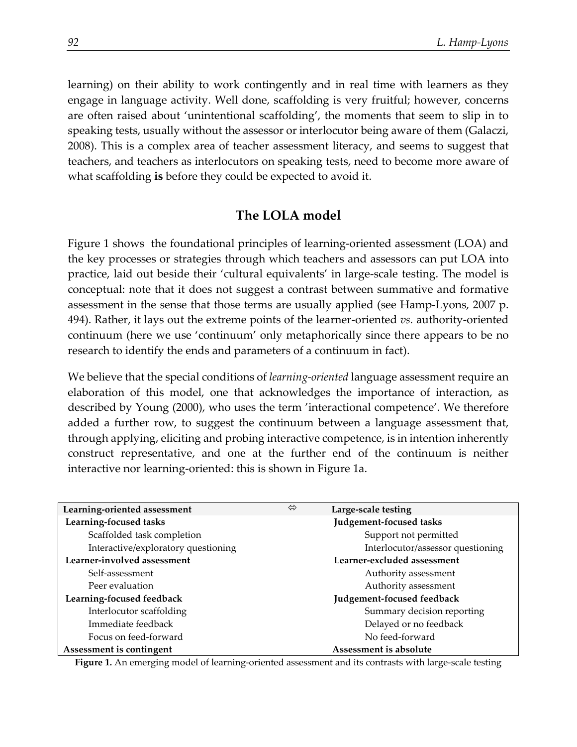learning) on their ability to work contingently and in real time with learners as they engage in language activity. Well done, scaffolding is very fruitful; however, concerns are often raised about 'unintentional scaffolding', the moments that seem to slip in to speaking tests, usually without the assessor or interlocutor being aware of them (Galaczi, 2008). This is a complex area of teacher assessment literacy, and seems to suggest that teachers, and teachers as interlocutors on speaking tests, need to become more aware of what scaffolding **is** before they could be expected to avoid it.

## The LOLA model

Figure 1 shows the foundational principles of learning-oriented assessment (LOA) and the key processes or strategies through which teachers and assessors can put LOA into practice, laid out beside their 'cultural equivalents' in large-scale testing. The model is conceptual: note that it does not suggest a contrast between summative and formative assessment in the sense that those terms are usually applied (see Hamp-Lyons, 2007 p. 494). Rather, it lays out the extreme points of the learner-oriented *vs.* authority-oriented continuum (here we use 'continuum' only metaphorically since there appears to be no research to identify the ends and parameters of a continuum in fact).

We believe that the special conditions of *learning-oriented* language assessment require an elaboration of this model, one that acknowledges the importance of interaction, as described by Young (2000), who uses the term 'interactional competence'. We therefore added a further row, to suggest the continuum between a language assessment that, through applying, eliciting and probing interactive competence, is in intention inherently construct representative, and one at the further end of the continuum is neither interactive nor learning-oriented: this is shown in Figure 1a.

| **Learning-oriented assessment** | ⇔ | **Large-scale testing** |
|---|---|---|
| **Learning-focused tasks** | | **Judgement-focused tasks** |
| Scaffolded task completion | | Support not permitted |
| Interactive/exploratory questioning | | Interlocutor/assessor questioning |
| **Learner-involved assessment** | | **Learner-excluded assessment** |
| Self-assessment | | Authority assessment |
| Peer evaluation | | Authority assessment |
| **Learning-focused feedback** | | **Judgement-focused feedback** |
| Interlocutor scaffolding | | Summary decision reporting |
| Immediate feedback | | Delayed or no feedback |
| Focus on feed-forward | | No feed-forward |
| **Assessment is contingent** | | **Assessment is absolute** |

**Figure 1.** An emerging model of learning-oriented assessment and its contrasts with large-scale testing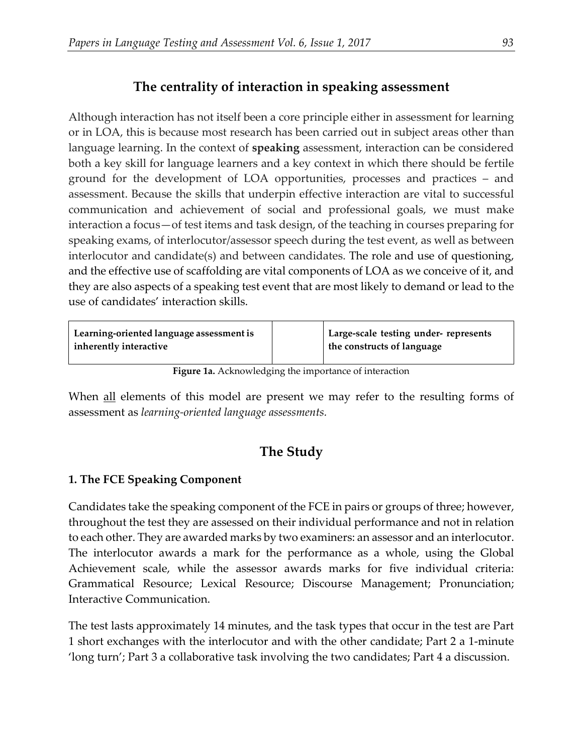## The centrality of interaction in speaking assessment

Although interaction has not itself been a core principle either in assessment for learning or in LOA, this is because most research has been carried out in subject areas other than language learning. In the context of **speaking** assessment, interaction can be considered both a key skill for language learners and a key context in which there should be fertile ground for the development of LOA opportunities, processes and practices – and assessment. Because the skills that underpin effective interaction are vital to successful communication and achievement of social and professional goals, we must make interaction a focus—of test items and task design, of the teaching in courses preparing for speaking exams, of interlocutor/assessor speech during the test event, as well as between interlocutor and candidate(s) and between candidates. The role and use of questioning, and the effective use of scaffolding are vital components of LOA as we conceive of it, and they are also aspects of a speaking test event that are most likely to demand or lead to the use of candidates' interaction skills.

| **Learning-oriented language assessment is inherently interactive** | | **Large-scale testing under- represents the constructs of language** |
|---|---|---|

**Figure 1a.** Acknowledging the importance of interaction

When all elements of this model are present we may refer to the resulting forms of assessment as *learning-oriented language assessments.*

## The Study

### 1. The FCE Speaking Component

Candidates take the speaking component of the FCE in pairs or groups of three; however, throughout the test they are assessed on their individual performance and not in relation to each other. They are awarded marks by two examiners: an assessor and an interlocutor. The interlocutor awards a mark for the performance as a whole, using the Global Achievement scale, while the assessor awards marks for five individual criteria: Grammatical Resource; Lexical Resource; Discourse Management; Pronunciation; Interactive Communication.

The test lasts approximately 14 minutes, and the task types that occur in the test are Part 1 short exchanges with the interlocutor and with the other candidate; Part 2 a 1-minute 'long turn'; Part 3 a collaborative task involving the two candidates; Part 4 a discussion.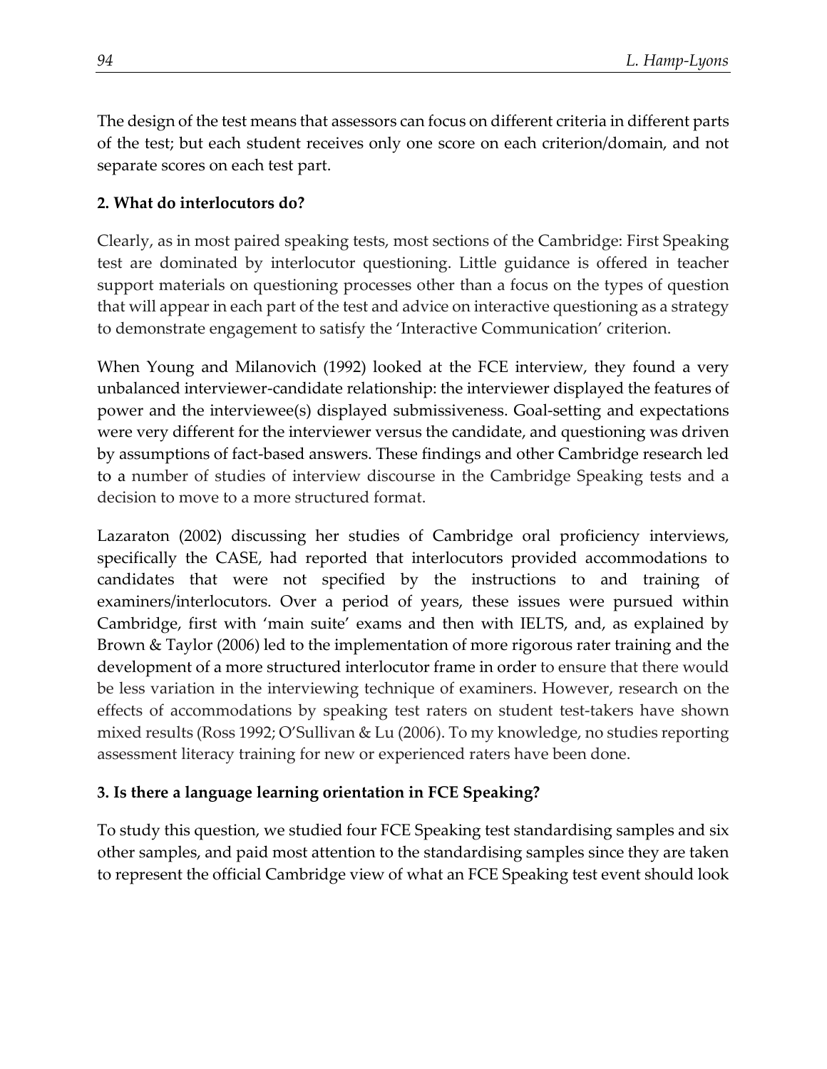The design of the test means that assessors can focus on different criteria in different parts of the test; but each student receives only one score on each criterion/domain, and not separate scores on each test part.

**2. What do interlocutors do?**

Clearly, as in most paired speaking tests, most sections of the Cambridge: First Speaking test are dominated by interlocutor questioning. Little guidance is offered in teacher support materials on questioning processes other than a focus on the types of question that will appear in each part of the test and advice on interactive questioning as a strategy to demonstrate engagement to satisfy the 'Interactive Communication' criterion.

When Young and Milanovich (1992) looked at the FCE interview, they found a very unbalanced interviewer-candidate relationship: the interviewer displayed the features of power and the interviewee(s) displayed submissiveness. Goal-setting and expectations were very different for the interviewer versus the candidate, and questioning was driven by assumptions of fact-based answers. These findings and other Cambridge research led to a number of studies of interview discourse in the Cambridge Speaking tests and a decision to move to a more structured format.

Lazaraton (2002) discussing her studies of Cambridge oral proficiency interviews, specifically the CASE, had reported that interlocutors provided accommodations to candidates that were not specified by the instructions to and training of examiners/interlocutors. Over a period of years, these issues were pursued within Cambridge, first with 'main suite' exams and then with IELTS, and, as explained by Brown & Taylor (2006) led to the implementation of more rigorous rater training and the development of a more structured interlocutor frame in order to ensure that there would be less variation in the interviewing technique of examiners. However, research on the effects of accommodations by speaking test raters on student test-takers have shown mixed results (Ross 1992; O'Sullivan & Lu (2006). To my knowledge, no studies reporting assessment literacy training for new or experienced raters have been done.

**3. Is there a language learning orientation in FCE Speaking?**

To study this question, we studied four FCE Speaking test standardising samples and six other samples, and paid most attention to the standardising samples since they are taken to represent the official Cambridge view of what an FCE Speaking test event should look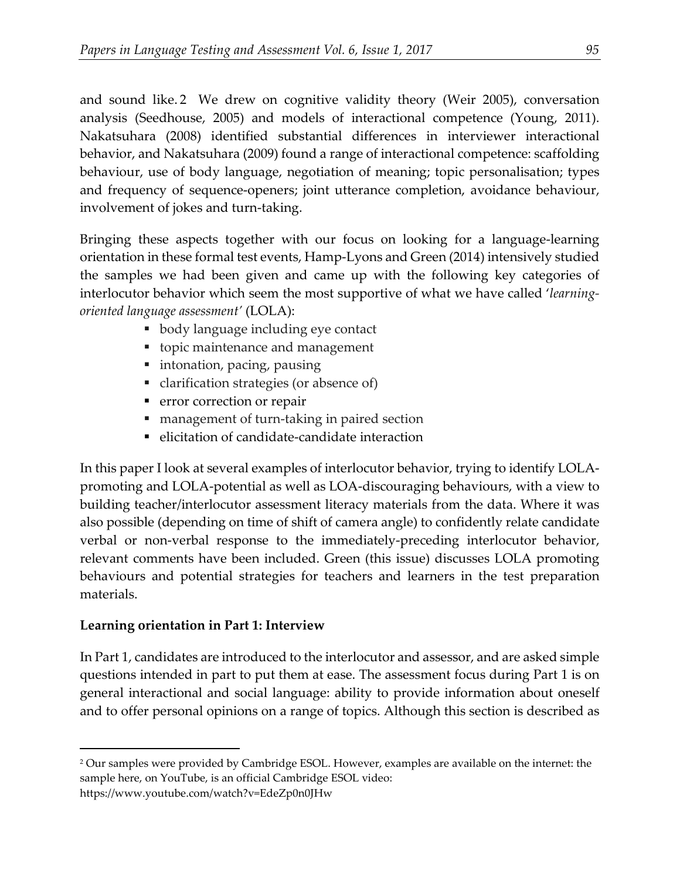and sound like.[2] We drew on cognitive validity theory (Weir 2005), conversation analysis (Seedhouse, 2005) and models of interactional competence (Young, 2011). Nakatsuhara (2008) identified substantial differences in interviewer interactional behavior, and Nakatsuhara (2009) found a range of interactional competence: scaffolding behaviour, use of body language, negotiation of meaning; topic personalisation; types and frequency of sequence-openers; joint utterance completion, avoidance behaviour, involvement of jokes and turn-taking.

Bringing these aspects together with our focus on looking for a language-learning orientation in these formal test events, Hamp-Lyons and Green (2014) intensively studied the samples we had been given and came up with the following key categories of interlocutor behavior which seem the most supportive of what we have called '*learning-oriented language assessment'* (LOLA):

- body language including eye contact
- topic maintenance and management
- intonation, pacing, pausing
- clarification strategies (or absence of)
- error correction or repair
- management of turn-taking in paired section
- elicitation of candidate-candidate interaction

In this paper I look at several examples of interlocutor behavior, trying to identify LOLA-promoting and LOLA-potential as well as LOA-discouraging behaviours, with a view to building teacher/interlocutor assessment literacy materials from the data. Where it was also possible (depending on time of shift of camera angle) to confidently relate candidate verbal or non-verbal response to the immediately-preceding interlocutor behavior, relevant comments have been included. Green (this issue) discusses LOLA promoting behaviours and potential strategies for teachers and learners in the test preparation materials.

**Learning orientation in Part 1: Interview**

In Part 1, candidates are introduced to the interlocutor and assessor, and are asked simple questions intended in part to put them at ease. The assessment focus during Part 1 is on general interactional and social language: ability to provide information about oneself and to offer personal opinions on a range of topics. Although this section is described as

---

[2] Our samples were provided by Cambridge ESOL. However, examples are available on the internet: the sample here, on YouTube, is an official Cambridge ESOL video: https://www.youtube.com/watch?v=EdeZp0n0JHw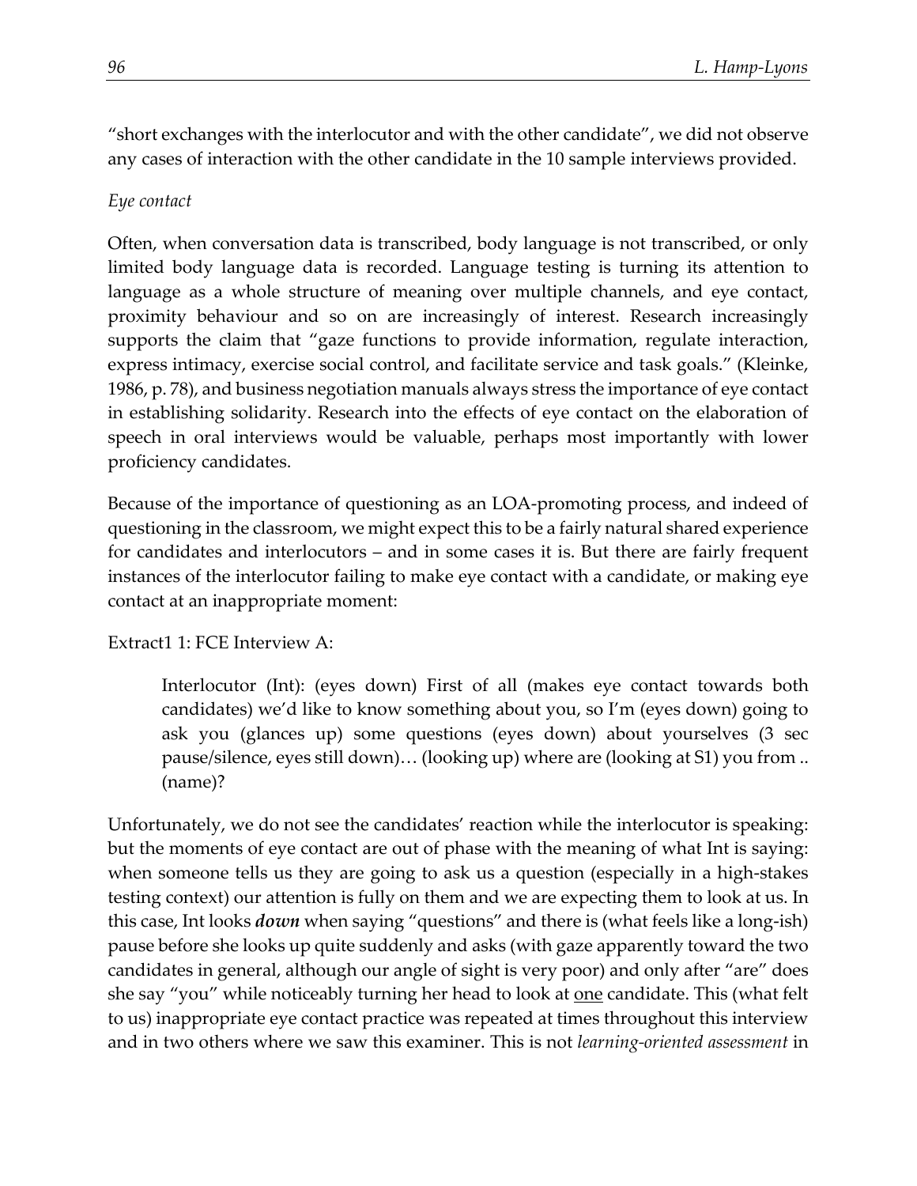"short exchanges with the interlocutor and with the other candidate", we did not observe any cases of interaction with the other candidate in the 10 sample interviews provided.

*Eye contact*

Often, when conversation data is transcribed, body language is not transcribed, or only limited body language data is recorded. Language testing is turning its attention to language as a whole structure of meaning over multiple channels, and eye contact, proximity behaviour and so on are increasingly of interest. Research increasingly supports the claim that "gaze functions to provide information, regulate interaction, express intimacy, exercise social control, and facilitate service and task goals." (Kleinke, 1986, p. 78), and business negotiation manuals always stress the importance of eye contact in establishing solidarity. Research into the effects of eye contact on the elaboration of speech in oral interviews would be valuable, perhaps most importantly with lower proficiency candidates.

Because of the importance of questioning as an LOA-promoting process, and indeed of questioning in the classroom, we might expect this to be a fairly natural shared experience for candidates and interlocutors – and in some cases it is. But there are fairly frequent instances of the interlocutor failing to make eye contact with a candidate, or making eye contact at an inappropriate moment:

Extract1 1: FCE Interview A:

> Interlocutor (Int): (eyes down) First of all (makes eye contact towards both candidates) we'd like to know something about you, so I'm (eyes down) going to ask you (glances up) some questions (eyes down) about yourselves (3 sec pause/silence, eyes still down)… (looking up) where are (looking at S1) you from .. (name)?

Unfortunately, we do not see the candidates' reaction while the interlocutor is speaking: but the moments of eye contact are out of phase with the meaning of what Int is saying: when someone tells us they are going to ask us a question (especially in a high-stakes testing context) our attention is fully on them and we are expecting them to look at us. In this case, Int looks ***down*** when saying "questions" and there is (what feels like a long-ish) pause before she looks up quite suddenly and asks (with gaze apparently toward the two candidates in general, although our angle of sight is very poor) and only after "are" does she say "you" while noticeably turning her head to look at <u>one</u> candidate. This (what felt to us) inappropriate eye contact practice was repeated at times throughout this interview and in two others where we saw this examiner. This is not *learning-oriented assessment* in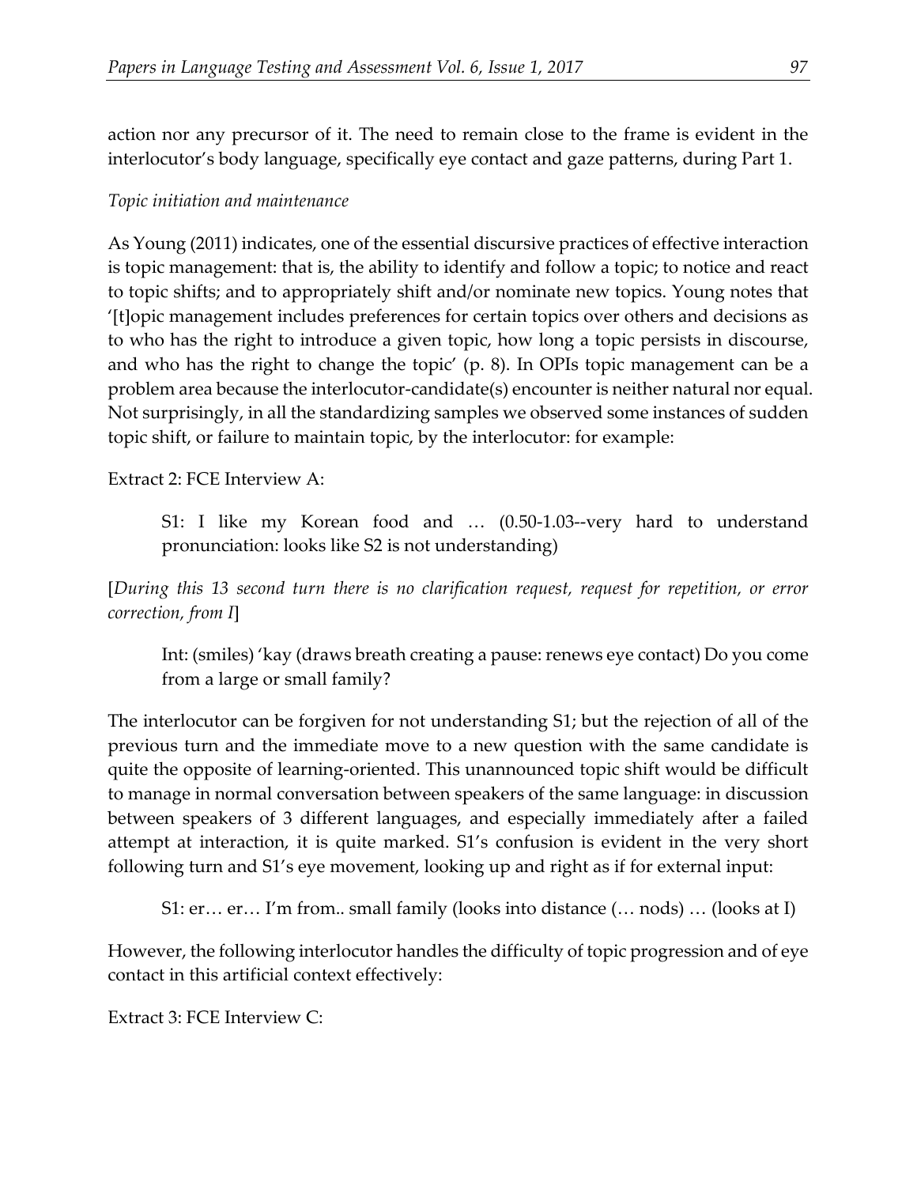action nor any precursor of it. The need to remain close to the frame is evident in the interlocutor's body language, specifically eye contact and gaze patterns, during Part 1.

*Topic initiation and maintenance*

As Young (2011) indicates, one of the essential discursive practices of effective interaction is topic management: that is, the ability to identify and follow a topic; to notice and react to topic shifts; and to appropriately shift and/or nominate new topics. Young notes that '[t]opic management includes preferences for certain topics over others and decisions as to who has the right to introduce a given topic, how long a topic persists in discourse, and who has the right to change the topic' (p. 8). In OPIs topic management can be a problem area because the interlocutor-candidate(s) encounter is neither natural nor equal. Not surprisingly, in all the standardizing samples we observed some instances of sudden topic shift, or failure to maintain topic, by the interlocutor: for example:

Extract 2: FCE Interview A:

> S1: I like my Korean food and … (0.50-1.03--very hard to understand pronunciation: looks like S2 is not understanding)

[*During this 13 second turn there is no clarification request, request for repetition, or error correction, from I*]

> Int: (smiles) 'kay (draws breath creating a pause: renews eye contact) Do you come from a large or small family?

The interlocutor can be forgiven for not understanding S1; but the rejection of all of the previous turn and the immediate move to a new question with the same candidate is quite the opposite of learning-oriented. This unannounced topic shift would be difficult to manage in normal conversation between speakers of the same language: in discussion between speakers of 3 different languages, and especially immediately after a failed attempt at interaction, it is quite marked. S1's confusion is evident in the very short following turn and S1's eye movement, looking up and right as if for external input:

> S1: er… er… I'm from.. small family (looks into distance (… nods) … (looks at I)

However, the following interlocutor handles the difficulty of topic progression and of eye contact in this artificial context effectively:

Extract 3: FCE Interview C: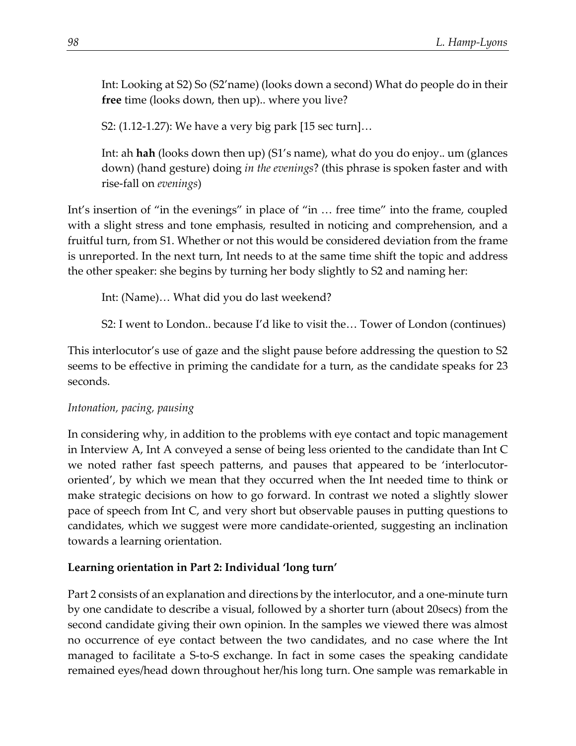Int: Looking at S2) So (S2'name) (looks down a second) What do people do in their **free** time (looks down, then up).. where you live?

S2: (1.12-1.27): We have a very big park [15 sec turn]…

Int: ah **hah** (looks down then up) (S1's name), what do you do enjoy.. um (glances down) (hand gesture) doing *in the evenings*? (this phrase is spoken faster and with rise-fall on *evenings*)

Int's insertion of "in the evenings" in place of "in … free time" into the frame, coupled with a slight stress and tone emphasis, resulted in noticing and comprehension, and a fruitful turn, from S1. Whether or not this would be considered deviation from the frame is unreported. In the next turn, Int needs to at the same time shift the topic and address the other speaker: she begins by turning her body slightly to S2 and naming her:

Int: (Name)… What did you do last weekend?

S2: I went to London.. because I'd like to visit the… Tower of London (continues)

This interlocutor's use of gaze and the slight pause before addressing the question to S2 seems to be effective in priming the candidate for a turn, as the candidate speaks for 23 seconds.

*Intonation, pacing, pausing*

In considering why, in addition to the problems with eye contact and topic management in Interview A, Int A conveyed a sense of being less oriented to the candidate than Int C we noted rather fast speech patterns, and pauses that appeared to be 'interlocutor-oriented', by which we mean that they occurred when the Int needed time to think or make strategic decisions on how to go forward. In contrast we noted a slightly slower pace of speech from Int C, and very short but observable pauses in putting questions to candidates, which we suggest were more candidate-oriented, suggesting an inclination towards a learning orientation.

**Learning orientation in Part 2: Individual 'long turn'**

Part 2 consists of an explanation and directions by the interlocutor, and a one-minute turn by one candidate to describe a visual, followed by a shorter turn (about 20secs) from the second candidate giving their own opinion. In the samples we viewed there was almost no occurrence of eye contact between the two candidates, and no case where the Int managed to facilitate a S-to-S exchange. In fact in some cases the speaking candidate remained eyes/head down throughout her/his long turn. One sample was remarkable in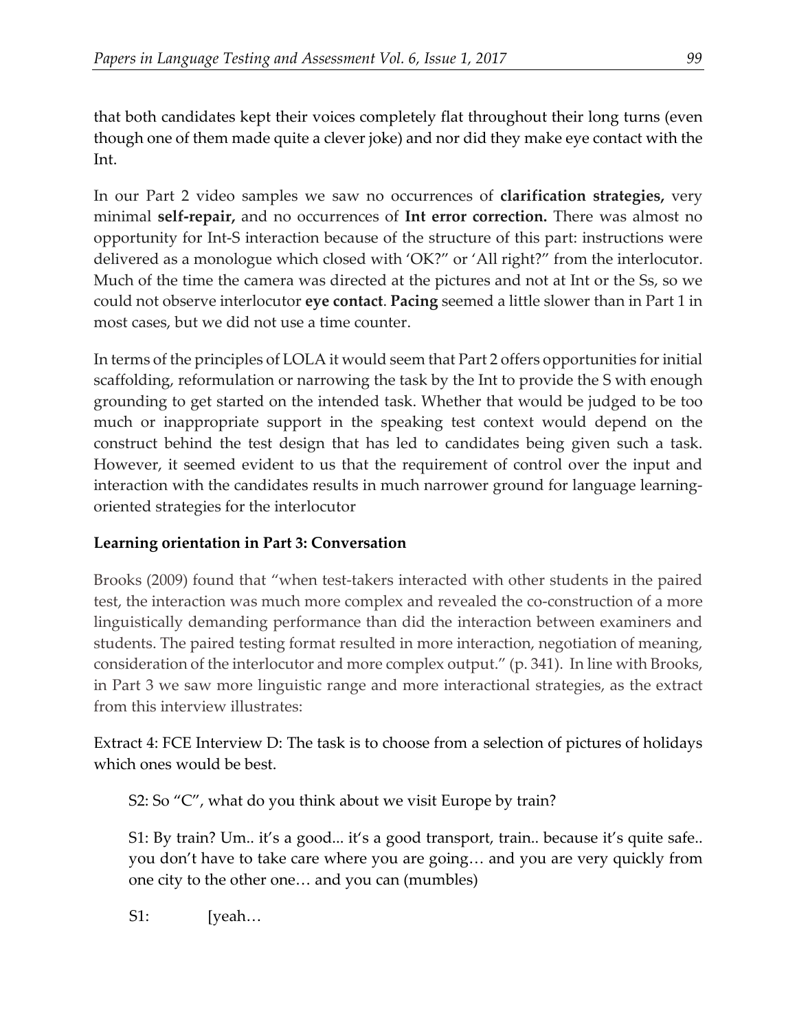that both candidates kept their voices completely flat throughout their long turns (even though one of them made quite a clever joke) and nor did they make eye contact with the Int.

In our Part 2 video samples we saw no occurrences of **clarification strategies,** very minimal **self-repair,** and no occurrences of **Int error correction.** There was almost no opportunity for Int-S interaction because of the structure of this part: instructions were delivered as a monologue which closed with 'OK?" or 'All right?" from the interlocutor. Much of the time the camera was directed at the pictures and not at Int or the Ss, so we could not observe interlocutor **eye contact**. **Pacing** seemed a little slower than in Part 1 in most cases, but we did not use a time counter.

In terms of the principles of LOLA it would seem that Part 2 offers opportunities for initial scaffolding, reformulation or narrowing the task by the Int to provide the S with enough grounding to get started on the intended task. Whether that would be judged to be too much or inappropriate support in the speaking test context would depend on the construct behind the test design that has led to candidates being given such a task. However, it seemed evident to us that the requirement of control over the input and interaction with the candidates results in much narrower ground for language learning-oriented strategies for the interlocutor

### Learning orientation in Part 3: Conversation

Brooks (2009) found that "when test-takers interacted with other students in the paired test, the interaction was much more complex and revealed the co-construction of a more linguistically demanding performance than did the interaction between examiners and students. The paired testing format resulted in more interaction, negotiation of meaning, consideration of the interlocutor and more complex output." (p. 341). In line with Brooks, in Part 3 we saw more linguistic range and more interactional strategies, as the extract from this interview illustrates:

Extract 4: FCE Interview D: The task is to choose from a selection of pictures of holidays which ones would be best.

> S2: So "C", what do you think about we visit Europe by train?
>
> S1: By train? Um.. it's a good... it's a good transport, train.. because it's quite safe.. you don't have to take care where you are going… and you are very quickly from one city to the other one… and you can (mumbles)
>
> S1: [yeah…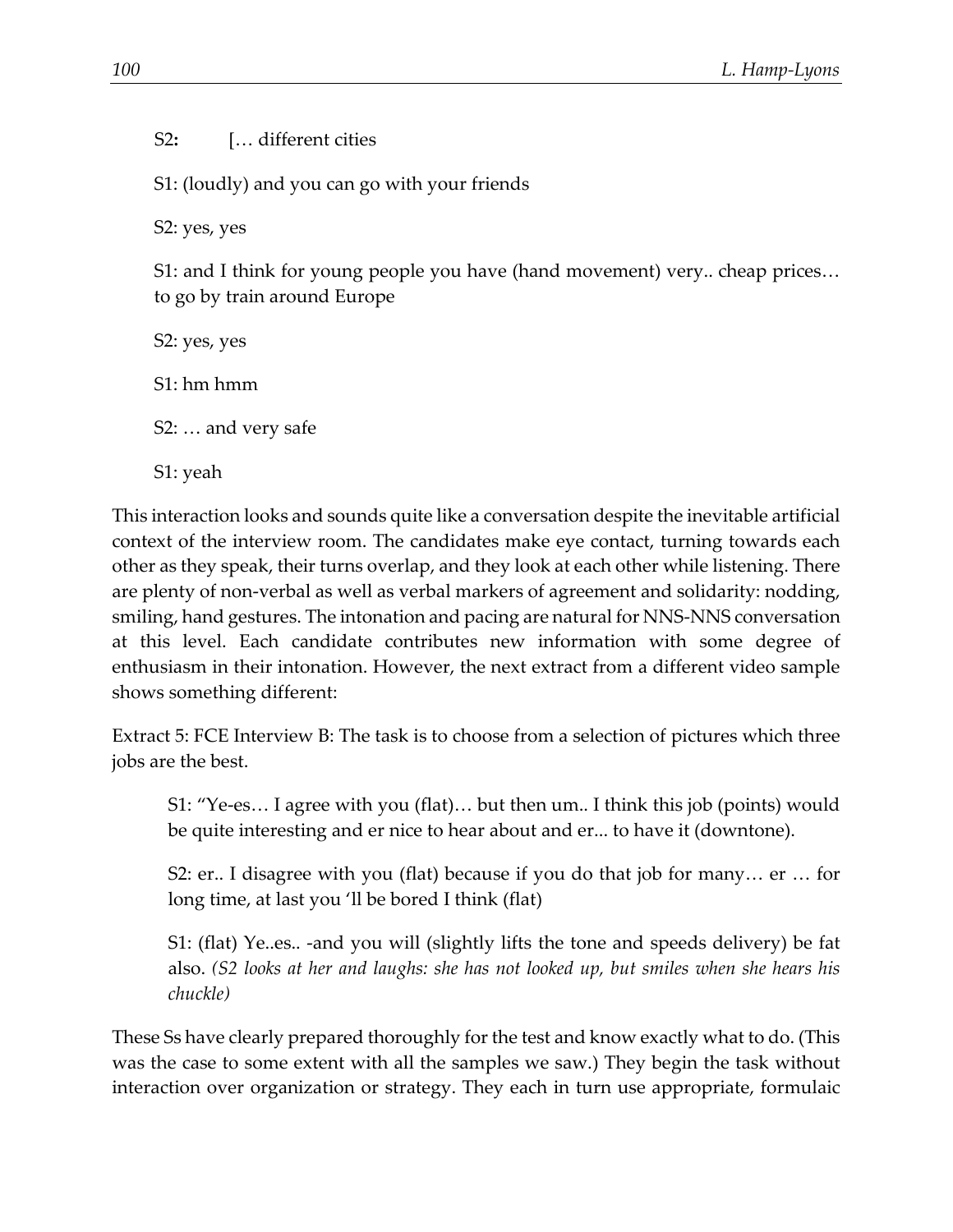S2**:** [… different cities

S1: (loudly) and you can go with your friends

S2: yes, yes

S1: and I think for young people you have (hand movement) very.. cheap prices… to go by train around Europe

S2: yes, yes

S1: hm hmm

S2: … and very safe

S1: yeah

This interaction looks and sounds quite like a conversation despite the inevitable artificial context of the interview room. The candidates make eye contact, turning towards each other as they speak, their turns overlap, and they look at each other while listening. There are plenty of non-verbal as well as verbal markers of agreement and solidarity: nodding, smiling, hand gestures. The intonation and pacing are natural for NNS-NNS conversation at this level. Each candidate contributes new information with some degree of enthusiasm in their intonation. However, the next extract from a different video sample shows something different:

Extract 5: FCE Interview B: The task is to choose from a selection of pictures which three jobs are the best.

> S1: "Ye-es… I agree with you (flat)… but then um.. I think this job (points) would be quite interesting and er nice to hear about and er... to have it (downtone).
>
> S2: er.. I disagree with you (flat) because if you do that job for many… er … for long time, at last you 'll be bored I think (flat)
>
> S1: (flat) Ye..es.. -and you will (slightly lifts the tone and speeds delivery) be fat also. *(S2 looks at her and laughs: she has not looked up, but smiles when she hears his chuckle)*

These Ss have clearly prepared thoroughly for the test and know exactly what to do. (This was the case to some extent with all the samples we saw.) They begin the task without interaction over organization or strategy. They each in turn use appropriate, formulaic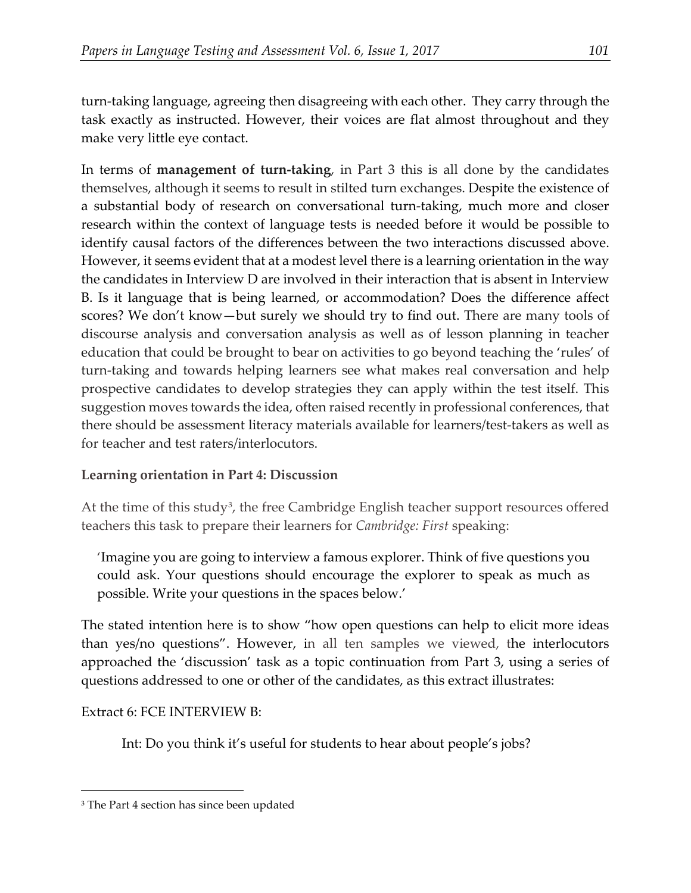turn-taking language, agreeing then disagreeing with each other. They carry through the task exactly as instructed. However, their voices are flat almost throughout and they make very little eye contact.

In terms of **management of turn-taking**, in Part 3 this is all done by the candidates themselves, although it seems to result in stilted turn exchanges. Despite the existence of a substantial body of research on conversational turn-taking, much more and closer research within the context of language tests is needed before it would be possible to identify causal factors of the differences between the two interactions discussed above. However, it seems evident that at a modest level there is a learning orientation in the way the candidates in Interview D are involved in their interaction that is absent in Interview B. Is it language that is being learned, or accommodation? Does the difference affect scores? We don't know—but surely we should try to find out. There are many tools of discourse analysis and conversation analysis as well as of lesson planning in teacher education that could be brought to bear on activities to go beyond teaching the 'rules' of turn-taking and towards helping learners see what makes real conversation and help prospective candidates to develop strategies they can apply within the test itself. This suggestion moves towards the idea, often raised recently in professional conferences, that there should be assessment literacy materials available for learners/test-takers as well as for teacher and test raters/interlocutors.

### Learning orientation in Part 4: Discussion

At the time of this study[3], the free Cambridge English teacher support resources offered teachers this task to prepare their learners for *Cambridge: First* speaking:

> 'Imagine you are going to interview a famous explorer. Think of five questions you could ask. Your questions should encourage the explorer to speak as much as possible. Write your questions in the spaces below.'

The stated intention here is to show "how open questions can help to elicit more ideas than yes/no questions". However, in all ten samples we viewed, the interlocutors approached the 'discussion' task as a topic continuation from Part 3, using a series of questions addressed to one or other of the candidates, as this extract illustrates:

Extract 6: FCE INTERVIEW B:

> Int: Do you think it's useful for students to hear about people's jobs?

---

[3] The Part 4 section has since been updated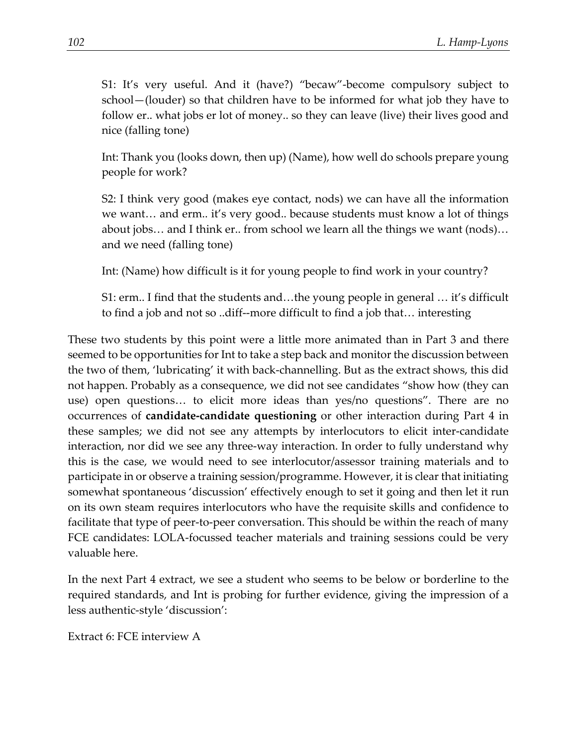S1: It's very useful. And it (have?) "becaw"-become compulsory subject to school—(louder) so that children have to be informed for what job they have to follow er.. what jobs er lot of money.. so they can leave (live) their lives good and nice (falling tone)

Int: Thank you (looks down, then up) (Name), how well do schools prepare young people for work?

S2: I think very good (makes eye contact, nods) we can have all the information we want… and erm.. it's very good.. because students must know a lot of things about jobs… and I think er.. from school we learn all the things we want (nods)… and we need (falling tone)

Int: (Name) how difficult is it for young people to find work in your country?

S1: erm.. I find that the students and…the young people in general … it's difficult to find a job and not so ..diff--more difficult to find a job that… interesting

These two students by this point were a little more animated than in Part 3 and there seemed to be opportunities for Int to take a step back and monitor the discussion between the two of them, 'lubricating' it with back-channelling. But as the extract shows, this did not happen. Probably as a consequence, we did not see candidates "show how (they can use) open questions… to elicit more ideas than yes/no questions". There are no occurrences of **candidate-candidate questioning** or other interaction during Part 4 in these samples; we did not see any attempts by interlocutors to elicit inter-candidate interaction, nor did we see any three-way interaction. In order to fully understand why this is the case, we would need to see interlocutor/assessor training materials and to participate in or observe a training session/programme. However, it is clear that initiating somewhat spontaneous 'discussion' effectively enough to set it going and then let it run on its own steam requires interlocutors who have the requisite skills and confidence to facilitate that type of peer-to-peer conversation. This should be within the reach of many FCE candidates: LOLA-focussed teacher materials and training sessions could be very valuable here.

In the next Part 4 extract, we see a student who seems to be below or borderline to the required standards, and Int is probing for further evidence, giving the impression of a less authentic-style 'discussion':

Extract 6: FCE interview A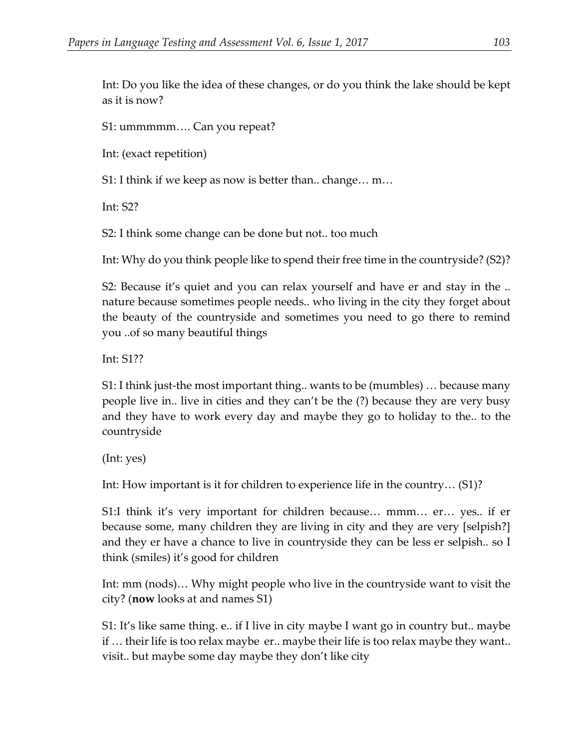Int: Do you like the idea of these changes, or do you think the lake should be kept as it is now?

S1: ummmmm…. Can you repeat?

Int: (exact repetition)

S1: I think if we keep as now is better than.. change… m…

Int: S2?

S2: I think some change can be done but not.. too much

Int: Why do you think people like to spend their free time in the countryside? (S2)?

S2: Because it's quiet and you can relax yourself and have er and stay in the .. nature because sometimes people needs.. who living in the city they forget about the beauty of the countryside and sometimes you need to go there to remind you ..of so many beautiful things

Int: S1??

S1: I think just-the most important thing.. wants to be (mumbles) … because many people live in.. live in cities and they can't be the (?) because they are very busy and they have to work every day and maybe they go to holiday to the.. to the countryside

(Int: yes)

Int: How important is it for children to experience life in the country… (S1)?

S1:I think it's very important for children because… mmm… er… yes.. if er because some, many children they are living in city and they are very [selpish?] and they er have a chance to live in countryside they can be less er selpish.. so I think (smiles) it's good for children

Int: mm (nods)… Why might people who live in the countryside want to visit the city? (**now** looks at and names S1)

S1: It's like same thing. e.. if I live in city maybe I want go in country but.. maybe if … their life is too relax maybe er.. maybe their life is too relax maybe they want.. visit.. but maybe some day maybe they don't like city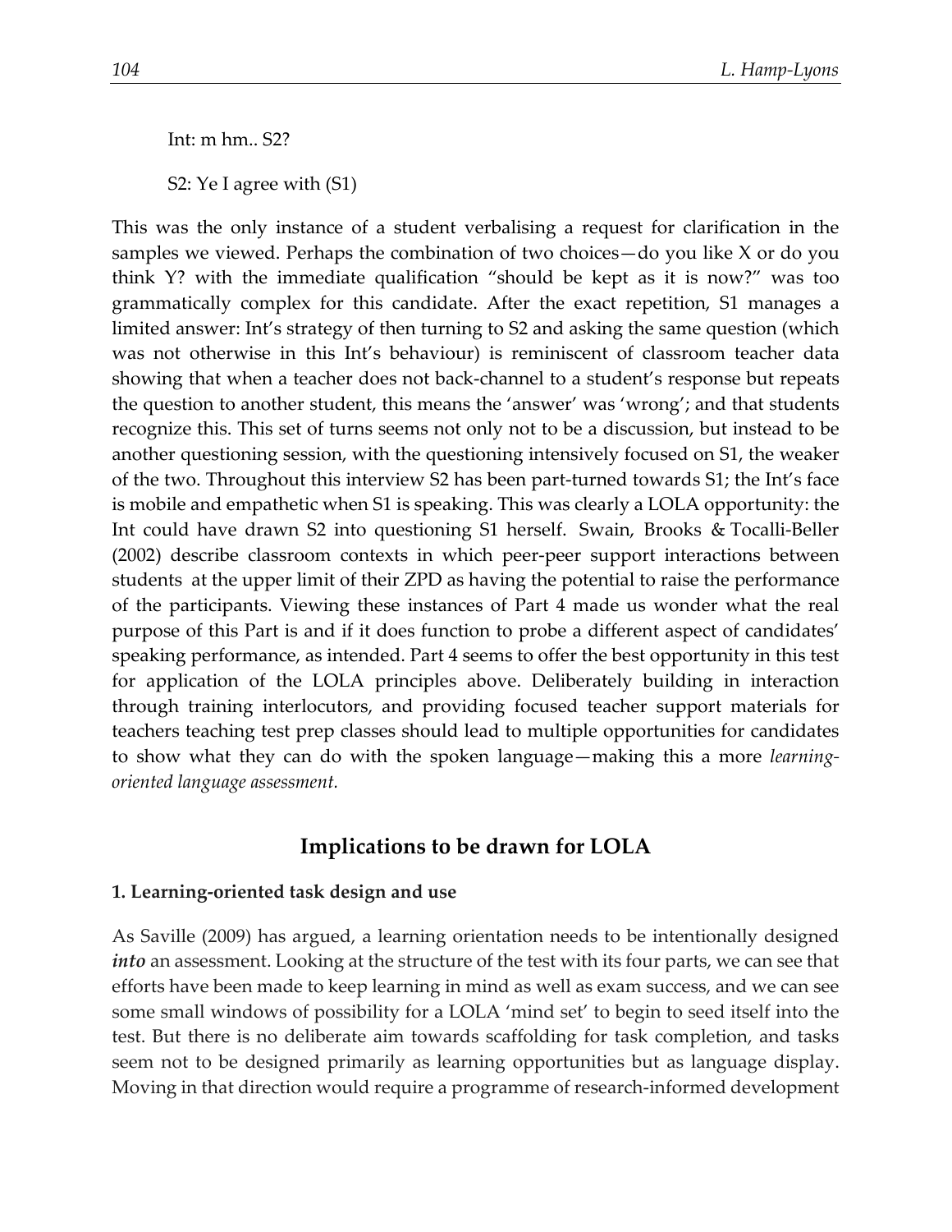Int: m hm.. S2?

S2: Ye I agree with (S1)

This was the only instance of a student verbalising a request for clarification in the samples we viewed. Perhaps the combination of two choices—do you like X or do you think Y? with the immediate qualification "should be kept as it is now?" was too grammatically complex for this candidate. After the exact repetition, S1 manages a limited answer: Int's strategy of then turning to S2 and asking the same question (which was not otherwise in this Int's behaviour) is reminiscent of classroom teacher data showing that when a teacher does not back-channel to a student's response but repeats the question to another student, this means the 'answer' was 'wrong'; and that students recognize this. This set of turns seems not only not to be a discussion, but instead to be another questioning session, with the questioning intensively focused on S1, the weaker of the two. Throughout this interview S2 has been part-turned towards S1; the Int's face is mobile and empathetic when S1 is speaking. This was clearly a LOLA opportunity: the Int could have drawn S2 into questioning S1 herself. Swain, Brooks & Tocalli-Beller (2002) describe classroom contexts in which peer-peer support interactions between students at the upper limit of their ZPD as having the potential to raise the performance of the participants. Viewing these instances of Part 4 made us wonder what the real purpose of this Part is and if it does function to probe a different aspect of candidates' speaking performance, as intended. Part 4 seems to offer the best opportunity in this test for application of the LOLA principles above. Deliberately building in interaction through training interlocutors, and providing focused teacher support materials for teachers teaching test prep classes should lead to multiple opportunities for candidates to show what they can do with the spoken language—making this a more *learning-oriented language assessment.*

## Implications to be drawn for LOLA

### 1. Learning-oriented task design and use

As Saville (2009) has argued, a learning orientation needs to be intentionally designed ***into*** an assessment. Looking at the structure of the test with its four parts, we can see that efforts have been made to keep learning in mind as well as exam success, and we can see some small windows of possibility for a LOLA 'mind set' to begin to seed itself into the test. But there is no deliberate aim towards scaffolding for task completion, and tasks seem not to be designed primarily as learning opportunities but as language display. Moving in that direction would require a programme of research-informed development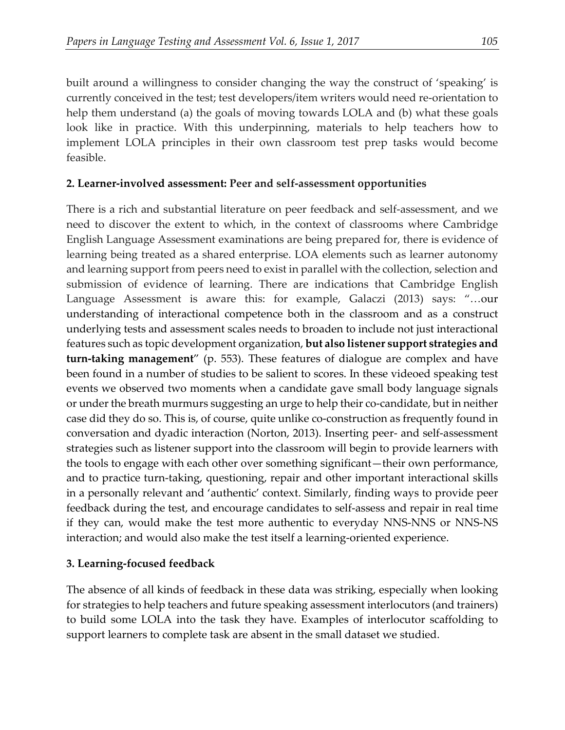built around a willingness to consider changing the way the construct of 'speaking' is currently conceived in the test; test developers/item writers would need re-orientation to help them understand (a) the goals of moving towards LOLA and (b) what these goals look like in practice. With this underpinning, materials to help teachers how to implement LOLA principles in their own classroom test prep tasks would become feasible.

**2. Learner-involved assessment: Peer and self-assessment opportunities**

There is a rich and substantial literature on peer feedback and self-assessment, and we need to discover the extent to which, in the context of classrooms where Cambridge English Language Assessment examinations are being prepared for, there is evidence of learning being treated as a shared enterprise. LOA elements such as learner autonomy and learning support from peers need to exist in parallel with the collection, selection and submission of evidence of learning. There are indications that Cambridge English Language Assessment is aware this: for example, Galaczi (2013) says: "…our understanding of interactional competence both in the classroom and as a construct underlying tests and assessment scales needs to broaden to include not just interactional features such as topic development organization, **but also listener support strategies and turn-taking management**" (p. 553). These features of dialogue are complex and have been found in a number of studies to be salient to scores. In these videoed speaking test events we observed two moments when a candidate gave small body language signals or under the breath murmurs suggesting an urge to help their co-candidate, but in neither case did they do so. This is, of course, quite unlike co-construction as frequently found in conversation and dyadic interaction (Norton, 2013). Inserting peer- and self-assessment strategies such as listener support into the classroom will begin to provide learners with the tools to engage with each other over something significant—their own performance, and to practice turn-taking, questioning, repair and other important interactional skills in a personally relevant and 'authentic' context. Similarly, finding ways to provide peer feedback during the test, and encourage candidates to self-assess and repair in real time if they can, would make the test more authentic to everyday NNS-NNS or NNS-NS interaction; and would also make the test itself a learning-oriented experience.

**3. Learning-focused feedback**

The absence of all kinds of feedback in these data was striking, especially when looking for strategies to help teachers and future speaking assessment interlocutors (and trainers) to build some LOLA into the task they have. Examples of interlocutor scaffolding to support learners to complete task are absent in the small dataset we studied.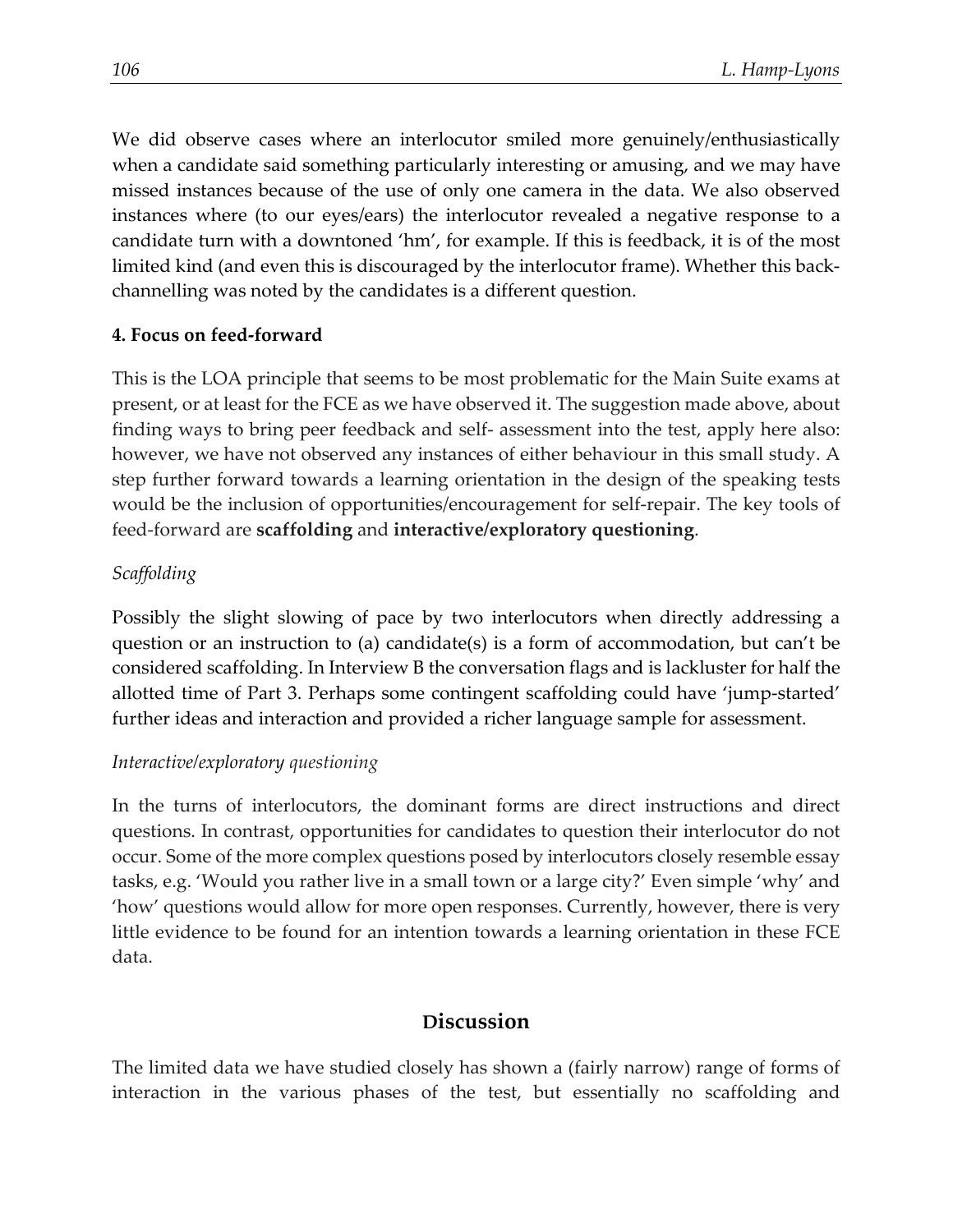We did observe cases where an interlocutor smiled more genuinely/enthusiastically when a candidate said something particularly interesting or amusing, and we may have missed instances because of the use of only one camera in the data. We also observed instances where (to our eyes/ears) the interlocutor revealed a negative response to a candidate turn with a downtoned 'hm', for example. If this is feedback, it is of the most limited kind (and even this is discouraged by the interlocutor frame). Whether this back-channelling was noted by the candidates is a different question.

#### 4. Focus on feed-forward

This is the LOA principle that seems to be most problematic for the Main Suite exams at present, or at least for the FCE as we have observed it. The suggestion made above, about finding ways to bring peer feedback and self- assessment into the test, apply here also: however, we have not observed any instances of either behaviour in this small study. A step further forward towards a learning orientation in the design of the speaking tests would be the inclusion of opportunities/encouragement for self-repair. The key tools of feed-forward are **scaffolding** and **interactive/exploratory questioning**.

*Scaffolding*

Possibly the slight slowing of pace by two interlocutors when directly addressing a question or an instruction to (a) candidate(s) is a form of accommodation, but can't be considered scaffolding. In Interview B the conversation flags and is lackluster for half the allotted time of Part 3. Perhaps some contingent scaffolding could have 'jump-started' further ideas and interaction and provided a richer language sample for assessment.

*Interactive/exploratory questioning*

In the turns of interlocutors, the dominant forms are direct instructions and direct questions. In contrast, opportunities for candidates to question their interlocutor do not occur. Some of the more complex questions posed by interlocutors closely resemble essay tasks, e.g. 'Would you rather live in a small town or a large city?' Even simple 'why' and 'how' questions would allow for more open responses. Currently, however, there is very little evidence to be found for an intention towards a learning orientation in these FCE data.

## Discussion

The limited data we have studied closely has shown a (fairly narrow) range of forms of interaction in the various phases of the test, but essentially no scaffolding and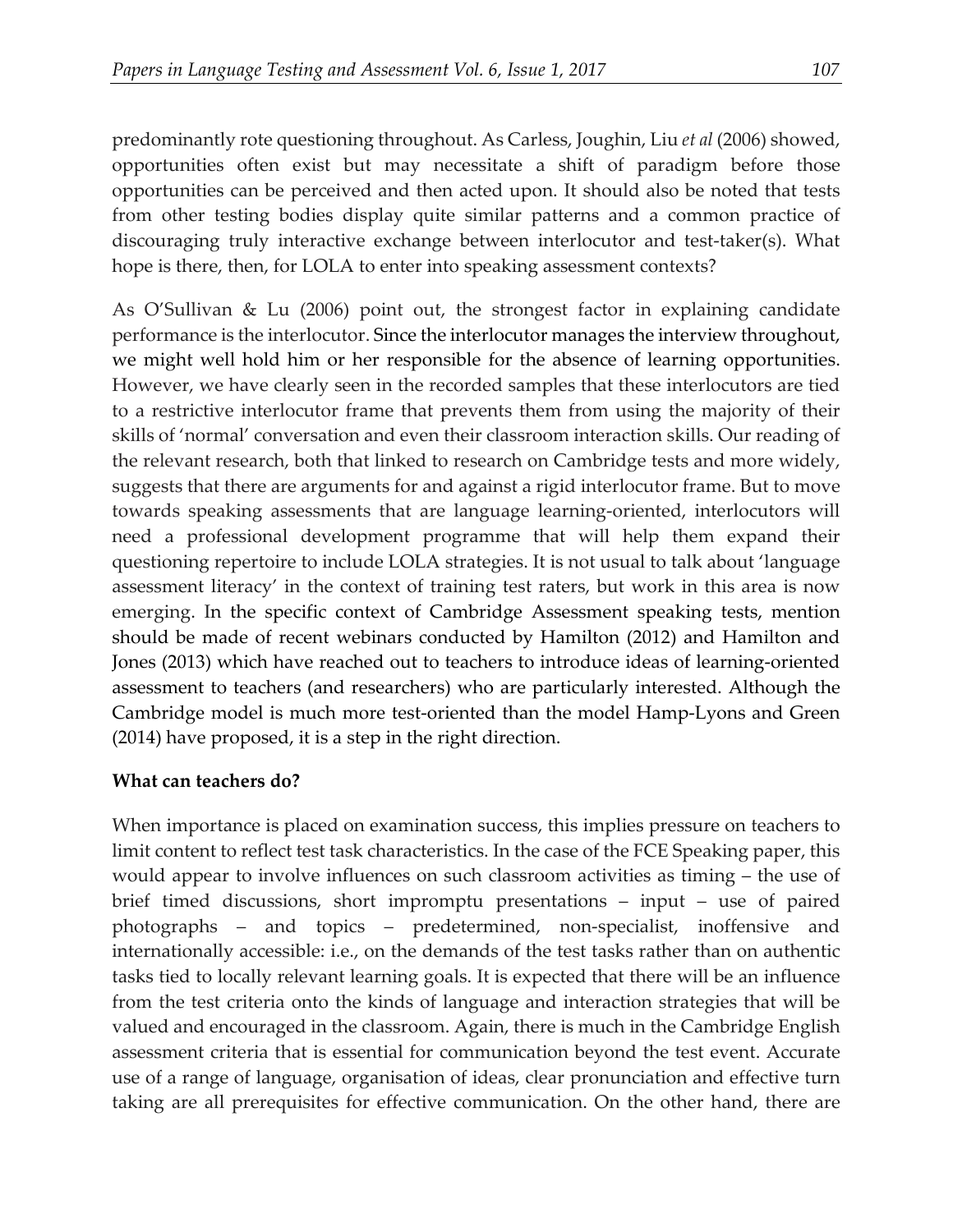predominantly rote questioning throughout. As Carless, Joughin, Liu *et al* (2006) showed, opportunities often exist but may necessitate a shift of paradigm before those opportunities can be perceived and then acted upon. It should also be noted that tests from other testing bodies display quite similar patterns and a common practice of discouraging truly interactive exchange between interlocutor and test-taker(s). What hope is there, then, for LOLA to enter into speaking assessment contexts?

As O'Sullivan & Lu (2006) point out, the strongest factor in explaining candidate performance is the interlocutor. Since the interlocutor manages the interview throughout, we might well hold him or her responsible for the absence of learning opportunities. However, we have clearly seen in the recorded samples that these interlocutors are tied to a restrictive interlocutor frame that prevents them from using the majority of their skills of 'normal' conversation and even their classroom interaction skills. Our reading of the relevant research, both that linked to research on Cambridge tests and more widely, suggests that there are arguments for and against a rigid interlocutor frame. But to move towards speaking assessments that are language learning-oriented, interlocutors will need a professional development programme that will help them expand their questioning repertoire to include LOLA strategies. It is not usual to talk about 'language assessment literacy' in the context of training test raters, but work in this area is now emerging. In the specific context of Cambridge Assessment speaking tests, mention should be made of recent webinars conducted by Hamilton (2012) and Hamilton and Jones (2013) which have reached out to teachers to introduce ideas of learning-oriented assessment to teachers (and researchers) who are particularly interested. Although the Cambridge model is much more test-oriented than the model Hamp-Lyons and Green (2014) have proposed, it is a step in the right direction.

**What can teachers do?**

When importance is placed on examination success, this implies pressure on teachers to limit content to reflect test task characteristics. In the case of the FCE Speaking paper, this would appear to involve influences on such classroom activities as timing – the use of brief timed discussions, short impromptu presentations – input – use of paired photographs – and topics – predetermined, non-specialist, inoffensive and internationally accessible: i.e., on the demands of the test tasks rather than on authentic tasks tied to locally relevant learning goals. It is expected that there will be an influence from the test criteria onto the kinds of language and interaction strategies that will be valued and encouraged in the classroom. Again, there is much in the Cambridge English assessment criteria that is essential for communication beyond the test event. Accurate use of a range of language, organisation of ideas, clear pronunciation and effective turn taking are all prerequisites for effective communication. On the other hand, there are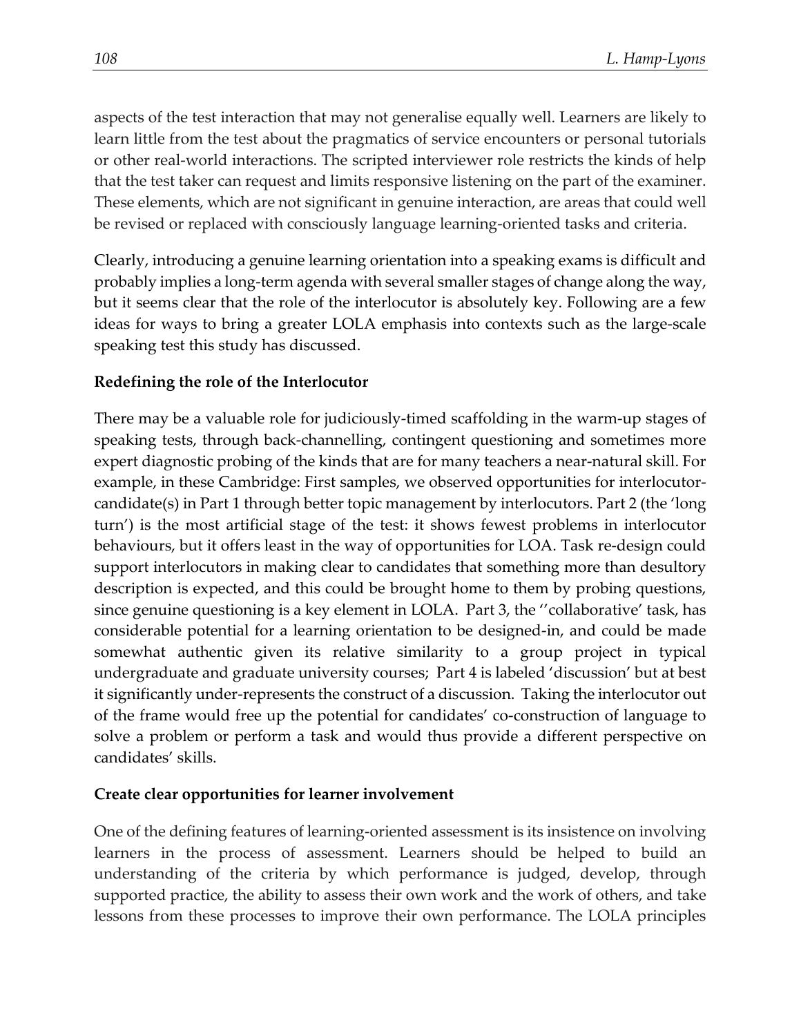aspects of the test interaction that may not generalise equally well. Learners are likely to learn little from the test about the pragmatics of service encounters or personal tutorials or other real-world interactions. The scripted interviewer role restricts the kinds of help that the test taker can request and limits responsive listening on the part of the examiner. These elements, which are not significant in genuine interaction, are areas that could well be revised or replaced with consciously language learning-oriented tasks and criteria.

Clearly, introducing a genuine learning orientation into a speaking exams is difficult and probably implies a long-term agenda with several smaller stages of change along the way, but it seems clear that the role of the interlocutor is absolutely key. Following are a few ideas for ways to bring a greater LOLA emphasis into contexts such as the large-scale speaking test this study has discussed.

**Redefining the role of the Interlocutor**

There may be a valuable role for judiciously-timed scaffolding in the warm-up stages of speaking tests, through back-channelling, contingent questioning and sometimes more expert diagnostic probing of the kinds that are for many teachers a near-natural skill. For example, in these Cambridge: First samples, we observed opportunities for interlocutor-candidate(s) in Part 1 through better topic management by interlocutors. Part 2 (the 'long turn') is the most artificial stage of the test: it shows fewest problems in interlocutor behaviours, but it offers least in the way of opportunities for LOA. Task re-design could support interlocutors in making clear to candidates that something more than desultory description is expected, and this could be brought home to them by probing questions, since genuine questioning is a key element in LOLA. Part 3, the ''collaborative' task, has considerable potential for a learning orientation to be designed-in, and could be made somewhat authentic given its relative similarity to a group project in typical undergraduate and graduate university courses; Part 4 is labeled 'discussion' but at best it significantly under-represents the construct of a discussion. Taking the interlocutor out of the frame would free up the potential for candidates' co-construction of language to solve a problem or perform a task and would thus provide a different perspective on candidates' skills.

**Create clear opportunities for learner involvement**

One of the defining features of learning-oriented assessment is its insistence on involving learners in the process of assessment. Learners should be helped to build an understanding of the criteria by which performance is judged, develop, through supported practice, the ability to assess their own work and the work of others, and take lessons from these processes to improve their own performance. The LOLA principles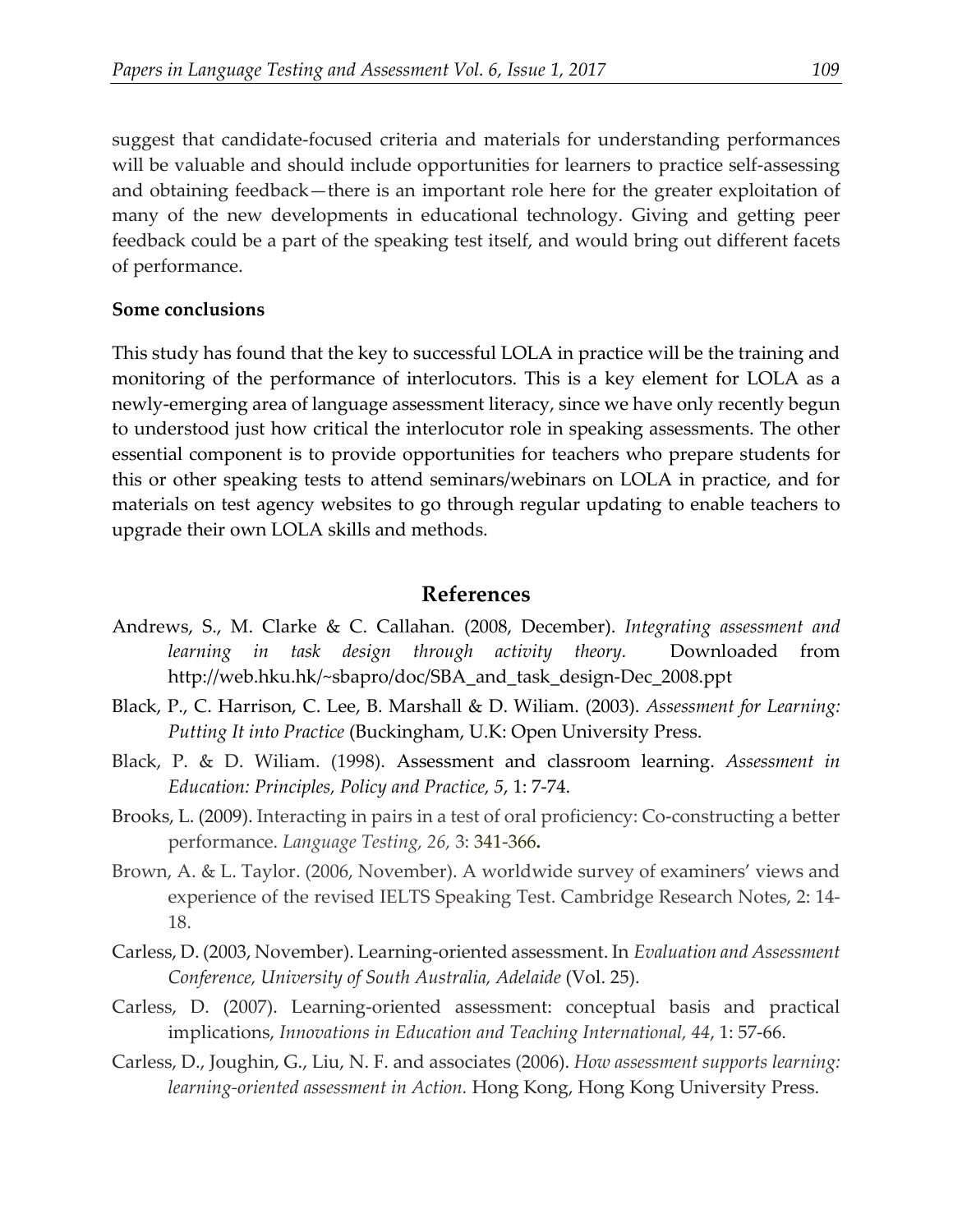suggest that candidate-focused criteria and materials for understanding performances will be valuable and should include opportunities for learners to practice self-assessing and obtaining feedback—there is an important role here for the greater exploitation of many of the new developments in educational technology. Giving and getting peer feedback could be a part of the speaking test itself, and would bring out different facets of performance.

**Some conclusions**

This study has found that the key to successful LOLA in practice will be the training and monitoring of the performance of interlocutors. This is a key element for LOLA as a newly-emerging area of language assessment literacy, since we have only recently begun to understood just how critical the interlocutor role in speaking assessments. The other essential component is to provide opportunities for teachers who prepare students for this or other speaking tests to attend seminars/webinars on LOLA in practice, and for materials on test agency websites to go through regular updating to enable teachers to upgrade their own LOLA skills and methods.

## References

Andrews, S., M. Clarke & C. Callahan. (2008, December). *Integrating assessment and learning in task design through activity theory.* Downloaded from http://web.hku.hk/~sbapro/doc/SBA_and_task_design-Dec_2008.ppt

Black, P., C. Harrison, C. Lee, B. Marshall & D. Wiliam. (2003). *Assessment for Learning: Putting It into Practice* (Buckingham, U.K: Open University Press.

Black, P. & D. Wiliam. (1998). Assessment and classroom learning. *Assessment in Education: Principles, Policy and Practice, 5*, 1: 7-74.

Brooks, L. (2009). Interacting in pairs in a test of oral proficiency: Co-constructing a better performance. *Language Testing, 26,* 3: 341-366**.**

Brown, A. & L. Taylor. (2006, November). A worldwide survey of examiners' views and experience of the revised IELTS Speaking Test. Cambridge Research Notes, 2: 14-18.

Carless, D. (2003, November). Learning-oriented assessment. In *Evaluation and Assessment Conference, University of South Australia, Adelaide* (Vol. 25).

Carless, D. (2007). Learning-oriented assessment: conceptual basis and practical implications, *Innovations in Education and Teaching International, 44*, 1: 57-66.

Carless, D., Joughin, G., Liu, N. F. and associates (2006). *How assessment supports learning: learning-oriented assessment in Action.* Hong Kong, Hong Kong University Press.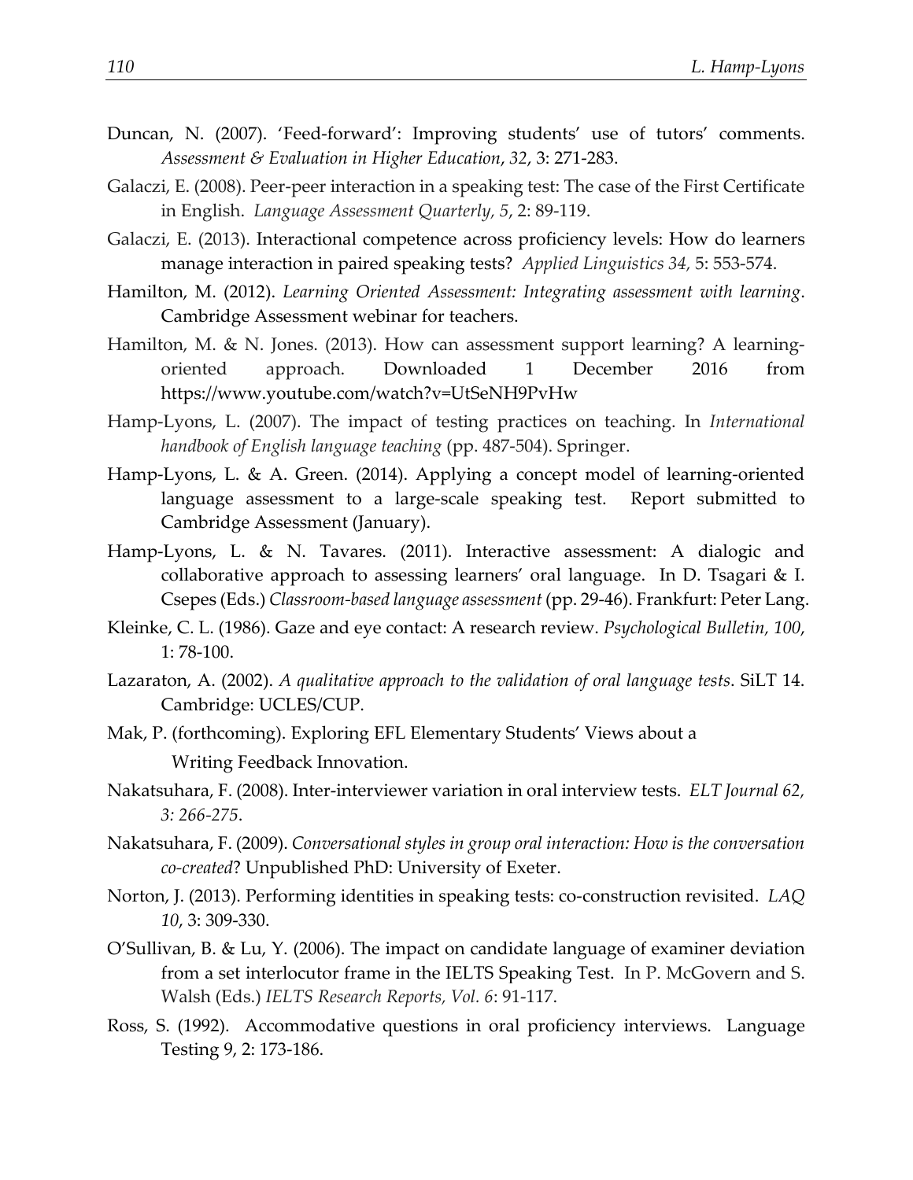Duncan, N. (2007). 'Feed-forward': Improving students' use of tutors' comments. *Assessment & Evaluation in Higher Education*, *32*, 3: 271-283.

Galaczi, E. (2008). Peer-peer interaction in a speaking test: The case of the First Certificate in English. *Language Assessment Quarterly, 5*, 2: 89-119.

Galaczi, E. (2013). Interactional competence across proficiency levels: How do learners manage interaction in paired speaking tests? *Applied Linguistics 34,* 5: 553-574.

Hamilton, M. (2012). *Learning Oriented Assessment: Integrating assessment with learning*. Cambridge Assessment webinar for teachers.

Hamilton, M. & N. Jones. (2013). How can assessment support learning? A learning-oriented approach. Downloaded 1 December 2016 from https://www.youtube.com/watch?v=UtSeNH9PvHw

Hamp-Lyons, L. (2007). The impact of testing practices on teaching. In *International handbook of English language teaching* (pp. 487-504). Springer.

Hamp-Lyons, L. & A. Green. (2014). Applying a concept model of learning-oriented language assessment to a large-scale speaking test. Report submitted to Cambridge Assessment (January).

Hamp-Lyons, L. & N. Tavares. (2011). Interactive assessment: A dialogic and collaborative approach to assessing learners' oral language. In D. Tsagari & I. Csepes (Eds.) *Classroom-based language assessment* (pp. 29-46). Frankfurt: Peter Lang.

Kleinke, C. L. (1986). Gaze and eye contact: A research review. *Psychological Bulletin, 100*, 1: 78-100.

Lazaraton, A. (2002). *A qualitative approach to the validation of oral language tests*. SiLT 14. Cambridge: UCLES/CUP.

Mak, P. (forthcoming). Exploring EFL Elementary Students' Views about a Writing Feedback Innovation.

Nakatsuhara, F. (2008). Inter-interviewer variation in oral interview tests. *ELT Journal 62, 3: 266-275*.

Nakatsuhara, F. (2009). *Conversational styles in group oral interaction: How is the conversation co-created*? Unpublished PhD: University of Exeter.

Norton, J. (2013). Performing identities in speaking tests: co-construction revisited. *LAQ 10*, 3: 309-330.

O'Sullivan, B. & Lu, Y. (2006). The impact on candidate language of examiner deviation from a set interlocutor frame in the IELTS Speaking Test. In P. McGovern and S. Walsh (Eds.) *IELTS Research Reports, Vol. 6*: 91-117.

Ross, S. (1992). Accommodative questions in oral proficiency interviews. Language Testing 9, 2: 173-186.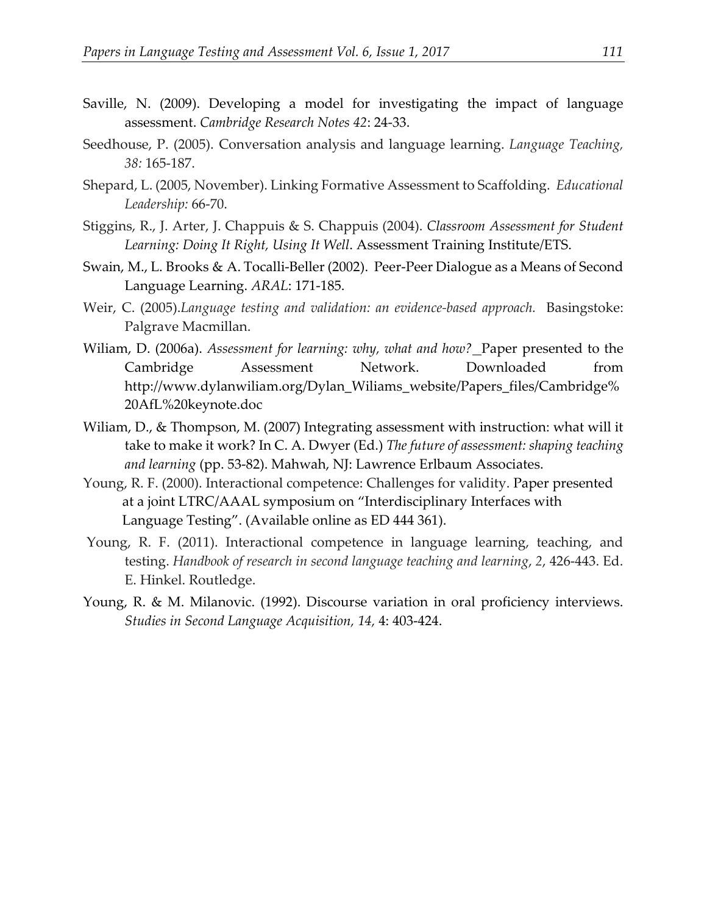Saville, N. (2009). Developing a model for investigating the impact of language assessment. *Cambridge Research Notes 42*: 24-33.

Seedhouse, P. (2005). Conversation analysis and language learning. *Language Teaching, 38:* 165-187.

Shepard, L. (2005, November). Linking Formative Assessment to Scaffolding. *Educational Leadership:* 66-70.

Stiggins, R., J. Arter, J. Chappuis & S. Chappuis (2004). *Classroom Assessment for Student Learning: Doing It Right, Using It Well*. Assessment Training Institute/ETS.

Swain, M., L. Brooks & A. Tocalli-Beller (2002). Peer-Peer Dialogue as a Means of Second Language Learning. *ARAL*: 171-185.

Weir, C. (2005).*Language testing and validation: an evidence-based approach.* Basingstoke: Palgrave Macmillan.

Wiliam, D. (2006a). *Assessment for learning: why, what and how?* Paper presented to the Cambridge Assessment Network. Downloaded from http://www.dylanwiliam.org/Dylan_Wiliams_website/Papers_files/Cambridge%20AfL%20keynote.doc

Wiliam, D., & Thompson, M. (2007) Integrating assessment with instruction: what will it take to make it work? In C. A. Dwyer (Ed.) *The future of assessment: shaping teaching and learning* (pp. 53-82). Mahwah, NJ: Lawrence Erlbaum Associates.

Young, R. F. (2000). Interactional competence: Challenges for validity. Paper presented at a joint LTRC/AAAL symposium on "Interdisciplinary Interfaces with Language Testing". (Available online as ED 444 361).

Young, R. F. (2011). Interactional competence in language learning, teaching, and testing. *Handbook of research in second language teaching and learning*, *2*, 426-443. Ed. E. Hinkel. Routledge.

Young, R. & M. Milanovic. (1992). Discourse variation in oral proficiency interviews. *Studies in Second Language Acquisition, 14,* 4: 403-424.